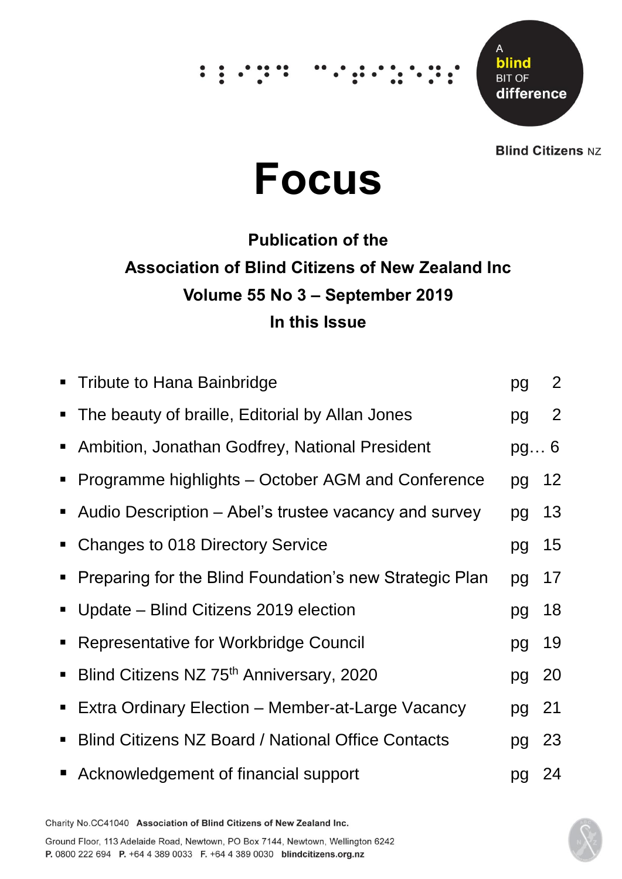A **blind** BIT OF **difference**

**Blind Citizens** NZ

# Focus

**Publication of the**

**Association of Blind Citizens of New Zealand Inc**

**Volume 55 No 3 – September 2019**

**In this Issue**

| | |
|---|---|
| ▪ Tribute to Hana Bainbridge | pg 2 |
| ▪ The beauty of braille, Editorial by Allan Jones | pg 2 |
| ▪ Ambition, Jonathan Godfrey, National President | pg… 6 |
| ▪ Programme highlights – October AGM and Conference | pg 12 |
| ▪ Audio Description – Abel's trustee vacancy and survey | pg 13 |
| ▪ Changes to 018 Directory Service | pg 15 |
| ▪ Preparing for the Blind Foundation's new Strategic Plan | pg 17 |
| ▪ Update – Blind Citizens 2019 election | pg 18 |
| ▪ Representative for Workbridge Council | pg 19 |
| ▪ Blind Citizens NZ 75th Anniversary, 2020 | pg 20 |
| ▪ Extra Ordinary Election – Member-at-Large Vacancy | pg 21 |
| ▪ Blind Citizens NZ Board / National Office Contacts | pg 23 |
| ▪ Acknowledgement of financial support | pg 24 |

Charity No.CC41040 **Association of Blind Citizens of New Zealand Inc.**

Ground Floor, 113 Adelaide Road, Newtown, PO Box 7144, Newtown, Wellington 6242
**P.** 0800 222 694 **P.** +64 4 389 0033 **F.** +64 4 389 0030 **blindcitizens.org.nz**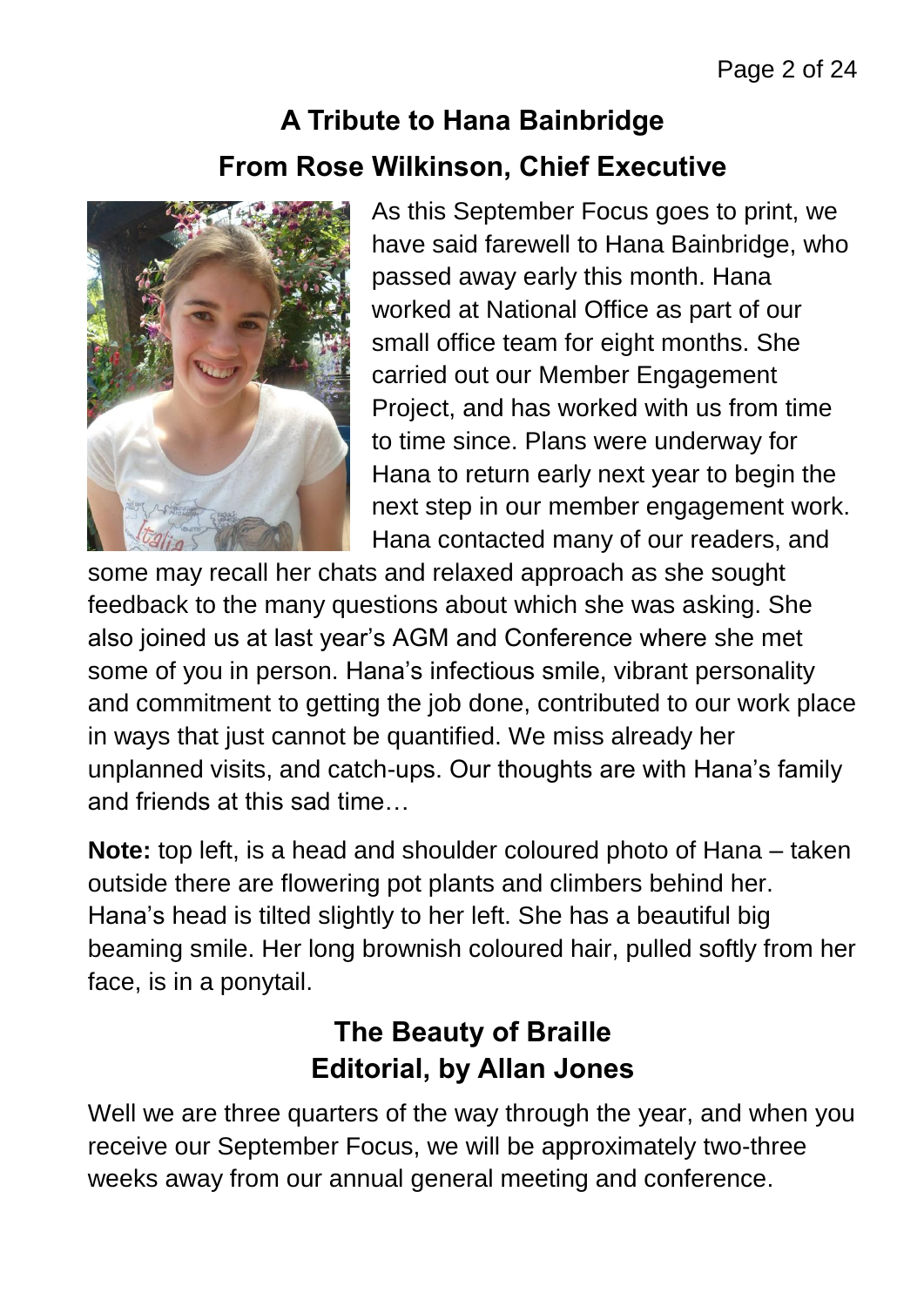## A Tribute to Hana Bainbridge

## From Rose Wilkinson, Chief Executive

As this September Focus goes to print, we have said farewell to Hana Bainbridge, who passed away early this month. Hana worked at National Office as part of our small office team for eight months. She carried out our Member Engagement Project, and has worked with us from time to time since. Plans were underway for Hana to return early next year to begin the next step in our member engagement work. Hana contacted many of our readers, and some may recall her chats and relaxed approach as she sought feedback to the many questions about which she was asking. She also joined us at last year's AGM and Conference where she met some of you in person. Hana's infectious smile, vibrant personality and commitment to getting the job done, contributed to our work place in ways that just cannot be quantified. We miss already her unplanned visits, and catch-ups. Our thoughts are with Hana's family and friends at this sad time…

**Note:** top left, is a head and shoulder coloured photo of Hana – taken outside there are flowering pot plants and climbers behind her. Hana's head is tilted slightly to her left. She has a beautiful big beaming smile. Her long brownish coloured hair, pulled softly from her face, is in a ponytail.

## The Beauty of Braille

## Editorial, by Allan Jones

Well we are three quarters of the way through the year, and when you receive our September Focus, we will be approximately two-three weeks away from our annual general meeting and conference.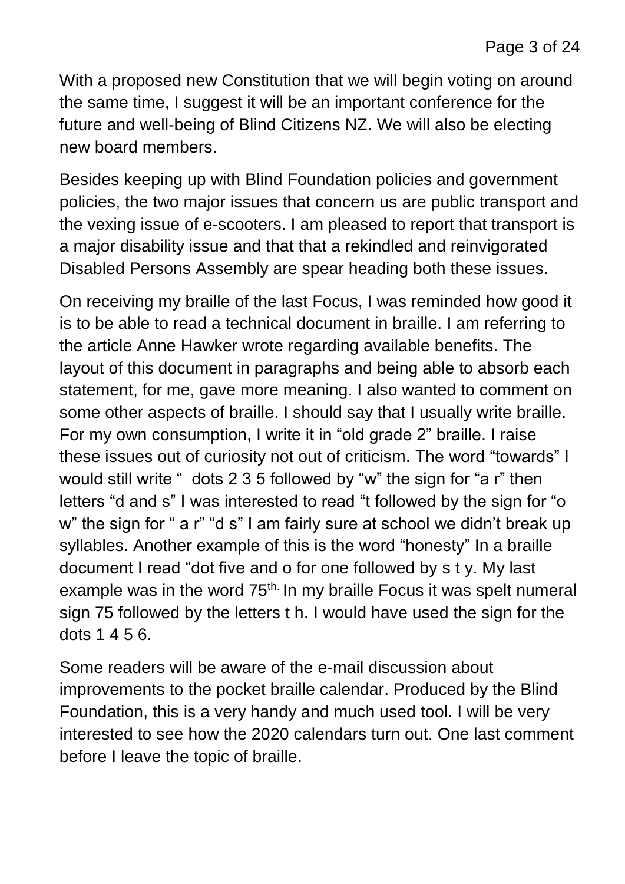With a proposed new Constitution that we will begin voting on around the same time, I suggest it will be an important conference for the future and well-being of Blind Citizens NZ. We will also be electing new board members.

Besides keeping up with Blind Foundation policies and government policies, the two major issues that concern us are public transport and the vexing issue of e-scooters. I am pleased to report that transport is a major disability issue and that that a rekindled and reinvigorated Disabled Persons Assembly are spear heading both these issues.

On receiving my braille of the last Focus, I was reminded how good it is to be able to read a technical document in braille. I am referring to the article Anne Hawker wrote regarding available benefits. The layout of this document in paragraphs and being able to absorb each statement, for me, gave more meaning. I also wanted to comment on some other aspects of braille. I should say that I usually write braille. For my own consumption, I write it in "old grade 2" braille. I raise these issues out of curiosity not out of criticism. The word "towards" I would still write "  dots 2 3 5 followed by "w" the sign for "a r" then letters "d and s" I was interested to read "t followed by the sign for "o w" the sign for " a r" "d s" I am fairly sure at school we didn't break up syllables. Another example of this is the word "honesty" In a braille document I read "dot five and o for one followed by s t y. My last example was in the word 75^th. In my braille Focus it was spelt numeral sign 75 followed by the letters t h. I would have used the sign for the dots 1 4 5 6.

Some readers will be aware of the e-mail discussion about improvements to the pocket braille calendar. Produced by the Blind Foundation, this is a very handy and much used tool. I will be very interested to see how the 2020 calendars turn out. One last comment before I leave the topic of braille.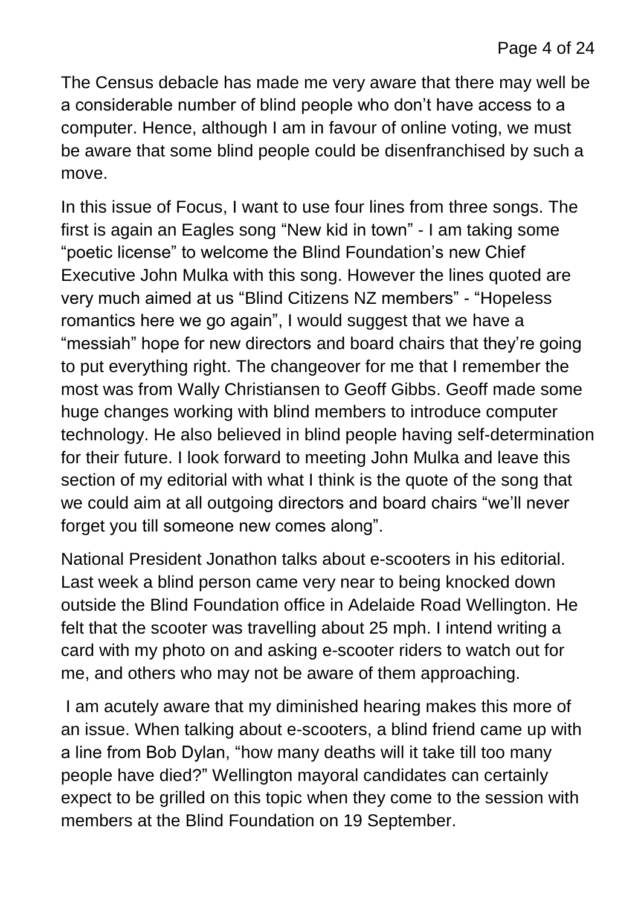The Census debacle has made me very aware that there may well be a considerable number of blind people who don't have access to a computer. Hence, although I am in favour of online voting, we must be aware that some blind people could be disenfranchised by such a move.

In this issue of Focus, I want to use four lines from three songs. The first is again an Eagles song "New kid in town" - I am taking some "poetic license" to welcome the Blind Foundation's new Chief Executive John Mulka with this song. However the lines quoted are very much aimed at us "Blind Citizens NZ members" - "Hopeless romantics here we go again", I would suggest that we have a "messiah" hope for new directors and board chairs that they're going to put everything right. The changeover for me that I remember the most was from Wally Christiansen to Geoff Gibbs. Geoff made some huge changes working with blind members to introduce computer technology. He also believed in blind people having self-determination for their future. I look forward to meeting John Mulka and leave this section of my editorial with what I think is the quote of the song that we could aim at all outgoing directors and board chairs "we'll never forget you till someone new comes along".

National President Jonathon talks about e-scooters in his editorial. Last week a blind person came very near to being knocked down outside the Blind Foundation office in Adelaide Road Wellington. He felt that the scooter was travelling about 25 mph. I intend writing a card with my photo on and asking e-scooter riders to watch out for me, and others who may not be aware of them approaching.

I am acutely aware that my diminished hearing makes this more of an issue. When talking about e-scooters, a blind friend came up with a line from Bob Dylan, "how many deaths will it take till too many people have died?" Wellington mayoral candidates can certainly expect to be grilled on this topic when they come to the session with members at the Blind Foundation on 19 September.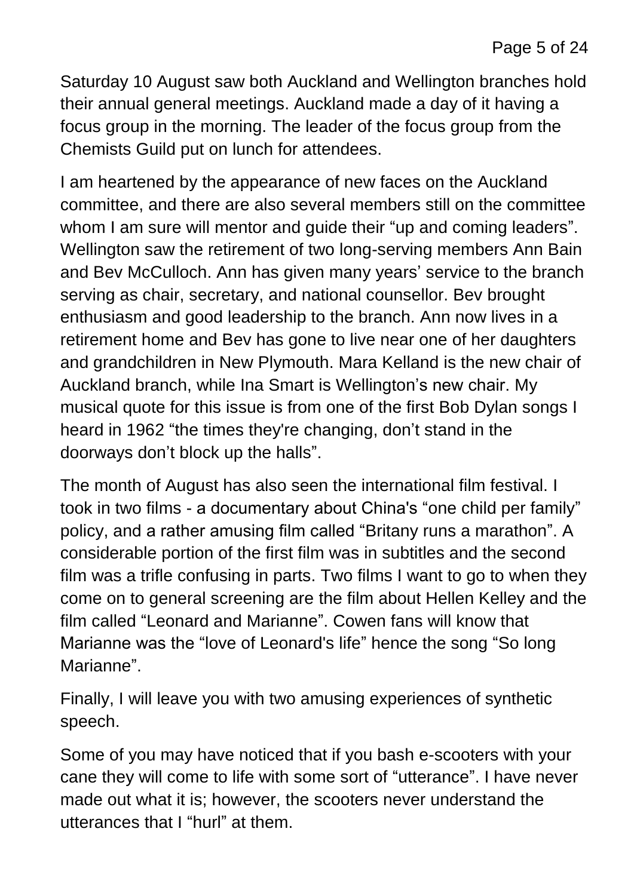Saturday 10 August saw both Auckland and Wellington branches hold their annual general meetings. Auckland made a day of it having a focus group in the morning. The leader of the focus group from the Chemists Guild put on lunch for attendees.

I am heartened by the appearance of new faces on the Auckland committee, and there are also several members still on the committee whom I am sure will mentor and guide their “up and coming leaders”. Wellington saw the retirement of two long-serving members Ann Bain and Bev McCulloch. Ann has given many years’ service to the branch serving as chair, secretary, and national counsellor. Bev brought enthusiasm and good leadership to the branch. Ann now lives in a retirement home and Bev has gone to live near one of her daughters and grandchildren in New Plymouth. Mara Kelland is the new chair of Auckland branch, while Ina Smart is Wellington’s new chair. My musical quote for this issue is from one of the first Bob Dylan songs I heard in 1962 “the times they're changing, don’t stand in the doorways don’t block up the halls”.

The month of August has also seen the international film festival. I took in two films - a documentary about China's “one child per family” policy, and a rather amusing film called “Britany runs a marathon”. A considerable portion of the first film was in subtitles and the second film was a trifle confusing in parts. Two films I want to go to when they come on to general screening are the film about Hellen Kelley and the film called “Leonard and Marianne”. Cowen fans will know that Marianne was the “love of Leonard's life” hence the song “So long Marianne”.

Finally, I will leave you with two amusing experiences of synthetic speech.

Some of you may have noticed that if you bash e-scooters with your cane they will come to life with some sort of “utterance”. I have never made out what it is; however, the scooters never understand the utterances that I “hurl” at them.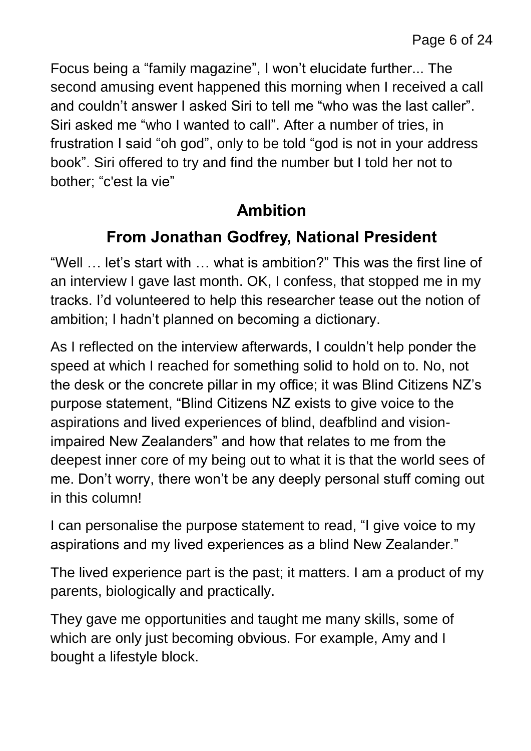Focus being a "family magazine", I won't elucidate further... The second amusing event happened this morning when I received a call and couldn't answer I asked Siri to tell me "who was the last caller". Siri asked me "who I wanted to call". After a number of tries, in frustration I said "oh god", only to be told "god is not in your address book". Siri offered to try and find the number but I told her not to bother; "c'est la vie"

## Ambition

## From Jonathan Godfrey, National President

"Well … let's start with … what is ambition?" This was the first line of an interview I gave last month. OK, I confess, that stopped me in my tracks. I'd volunteered to help this researcher tease out the notion of ambition; I hadn't planned on becoming a dictionary.

As I reflected on the interview afterwards, I couldn't help ponder the speed at which I reached for something solid to hold on to. No, not the desk or the concrete pillar in my office; it was Blind Citizens NZ's purpose statement, "Blind Citizens NZ exists to give voice to the aspirations and lived experiences of blind, deafblind and vision-impaired New Zealanders" and how that relates to me from the deepest inner core of my being out to what it is that the world sees of me. Don't worry, there won't be any deeply personal stuff coming out in this column!

I can personalise the purpose statement to read, "I give voice to my aspirations and my lived experiences as a blind New Zealander."

The lived experience part is the past; it matters. I am a product of my parents, biologically and practically.

They gave me opportunities and taught me many skills, some of which are only just becoming obvious. For example, Amy and I bought a lifestyle block.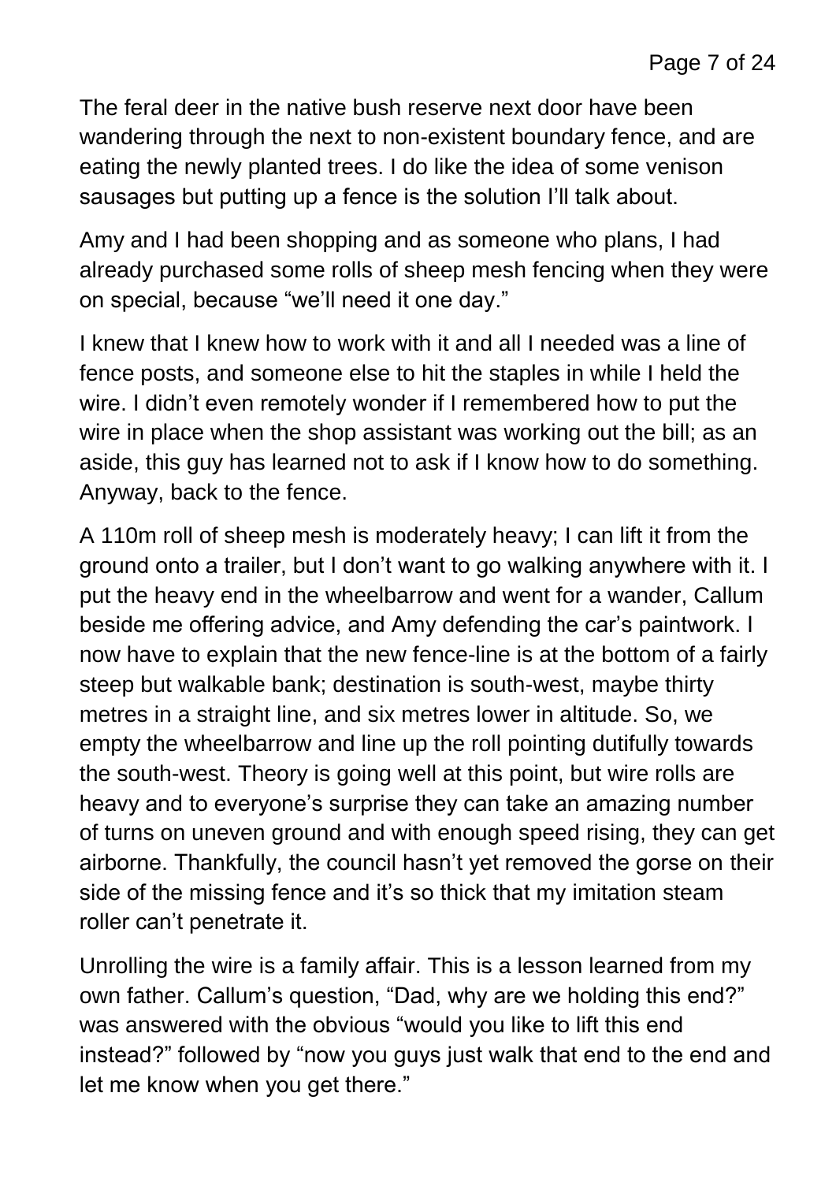The feral deer in the native bush reserve next door have been wandering through the next to non-existent boundary fence, and are eating the newly planted trees. I do like the idea of some venison sausages but putting up a fence is the solution I'll talk about.

Amy and I had been shopping and as someone who plans, I had already purchased some rolls of sheep mesh fencing when they were on special, because "we'll need it one day."

I knew that I knew how to work with it and all I needed was a line of fence posts, and someone else to hit the staples in while I held the wire. I didn't even remotely wonder if I remembered how to put the wire in place when the shop assistant was working out the bill; as an aside, this guy has learned not to ask if I know how to do something. Anyway, back to the fence.

A 110m roll of sheep mesh is moderately heavy; I can lift it from the ground onto a trailer, but I don't want to go walking anywhere with it. I put the heavy end in the wheelbarrow and went for a wander, Callum beside me offering advice, and Amy defending the car's paintwork. I now have to explain that the new fence-line is at the bottom of a fairly steep but walkable bank; destination is south-west, maybe thirty metres in a straight line, and six metres lower in altitude. So, we empty the wheelbarrow and line up the roll pointing dutifully towards the south-west. Theory is going well at this point, but wire rolls are heavy and to everyone's surprise they can take an amazing number of turns on uneven ground and with enough speed rising, they can get airborne. Thankfully, the council hasn't yet removed the gorse on their side of the missing fence and it's so thick that my imitation steam roller can't penetrate it.

Unrolling the wire is a family affair. This is a lesson learned from my own father. Callum's question, "Dad, why are we holding this end?" was answered with the obvious "would you like to lift this end instead?" followed by "now you guys just walk that end to the end and let me know when you get there."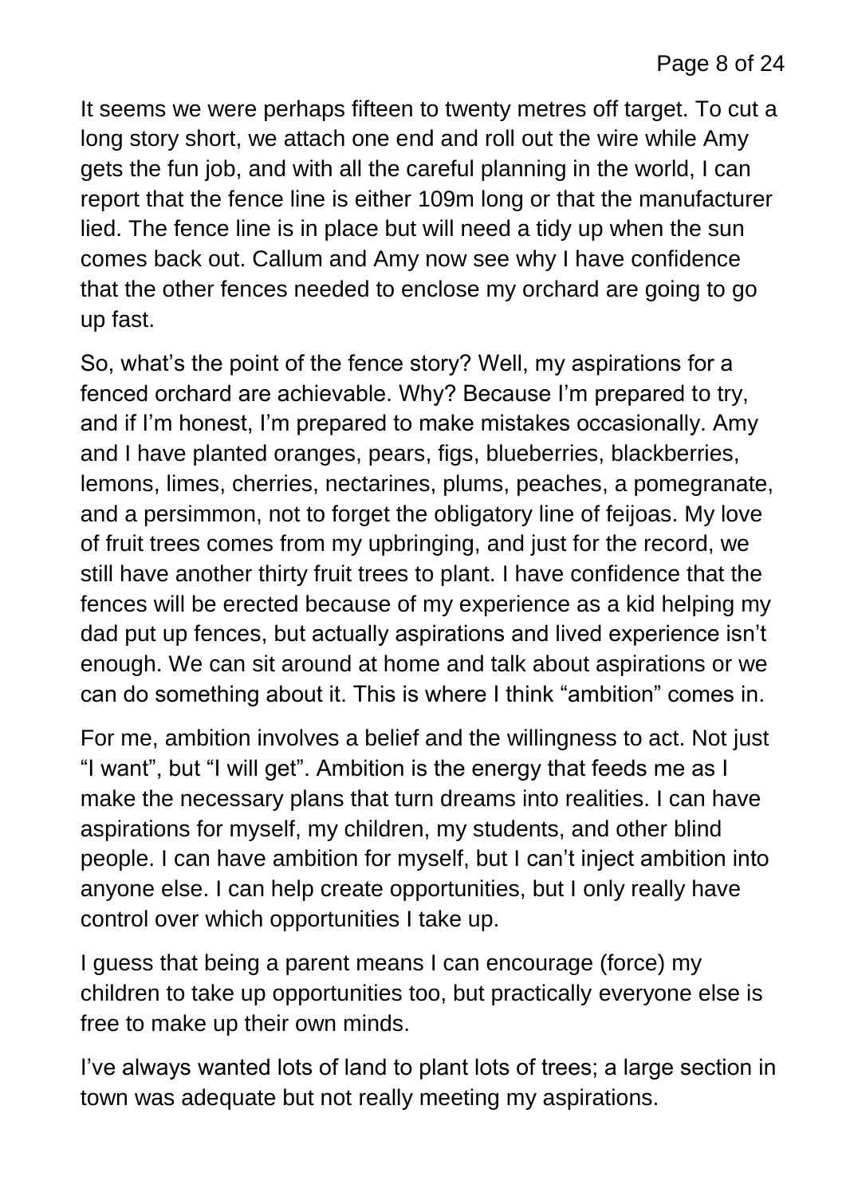It seems we were perhaps fifteen to twenty metres off target. To cut a long story short, we attach one end and roll out the wire while Amy gets the fun job, and with all the careful planning in the world, I can report that the fence line is either 109m long or that the manufacturer lied. The fence line is in place but will need a tidy up when the sun comes back out. Callum and Amy now see why I have confidence that the other fences needed to enclose my orchard are going to go up fast.

So, what's the point of the fence story? Well, my aspirations for a fenced orchard are achievable. Why? Because I'm prepared to try, and if I'm honest, I'm prepared to make mistakes occasionally. Amy and I have planted oranges, pears, figs, blueberries, blackberries, lemons, limes, cherries, nectarines, plums, peaches, a pomegranate, and a persimmon, not to forget the obligatory line of feijoas. My love of fruit trees comes from my upbringing, and just for the record, we still have another thirty fruit trees to plant. I have confidence that the fences will be erected because of my experience as a kid helping my dad put up fences, but actually aspirations and lived experience isn't enough. We can sit around at home and talk about aspirations or we can do something about it. This is where I think "ambition" comes in.

For me, ambition involves a belief and the willingness to act. Not just "I want", but "I will get". Ambition is the energy that feeds me as I make the necessary plans that turn dreams into realities. I can have aspirations for myself, my children, my students, and other blind people. I can have ambition for myself, but I can't inject ambition into anyone else. I can help create opportunities, but I only really have control over which opportunities I take up.

I guess that being a parent means I can encourage (force) my children to take up opportunities too, but practically everyone else is free to make up their own minds.

I've always wanted lots of land to plant lots of trees; a large section in town was adequate but not really meeting my aspirations.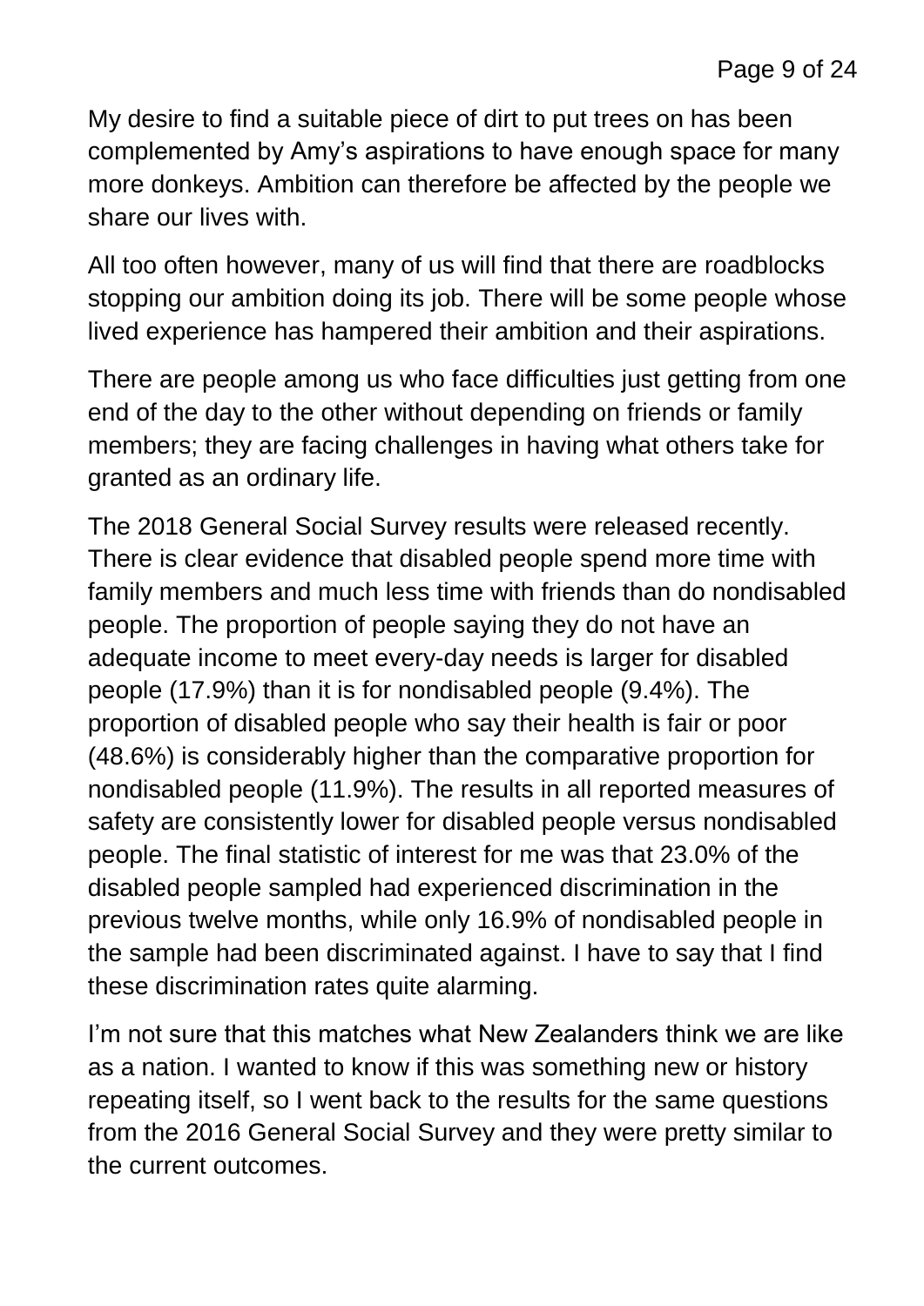My desire to find a suitable piece of dirt to put trees on has been complemented by Amy's aspirations to have enough space for many more donkeys. Ambition can therefore be affected by the people we share our lives with.

All too often however, many of us will find that there are roadblocks stopping our ambition doing its job. There will be some people whose lived experience has hampered their ambition and their aspirations.

There are people among us who face difficulties just getting from one end of the day to the other without depending on friends or family members; they are facing challenges in having what others take for granted as an ordinary life.

The 2018 General Social Survey results were released recently. There is clear evidence that disabled people spend more time with family members and much less time with friends than do nondisabled people. The proportion of people saying they do not have an adequate income to meet every-day needs is larger for disabled people (17.9%) than it is for nondisabled people (9.4%). The proportion of disabled people who say their health is fair or poor (48.6%) is considerably higher than the comparative proportion for nondisabled people (11.9%). The results in all reported measures of safety are consistently lower for disabled people versus nondisabled people. The final statistic of interest for me was that 23.0% of the disabled people sampled had experienced discrimination in the previous twelve months, while only 16.9% of nondisabled people in the sample had been discriminated against. I have to say that I find these discrimination rates quite alarming.

I'm not sure that this matches what New Zealanders think we are like as a nation. I wanted to know if this was something new or history repeating itself, so I went back to the results for the same questions from the 2016 General Social Survey and they were pretty similar to the current outcomes.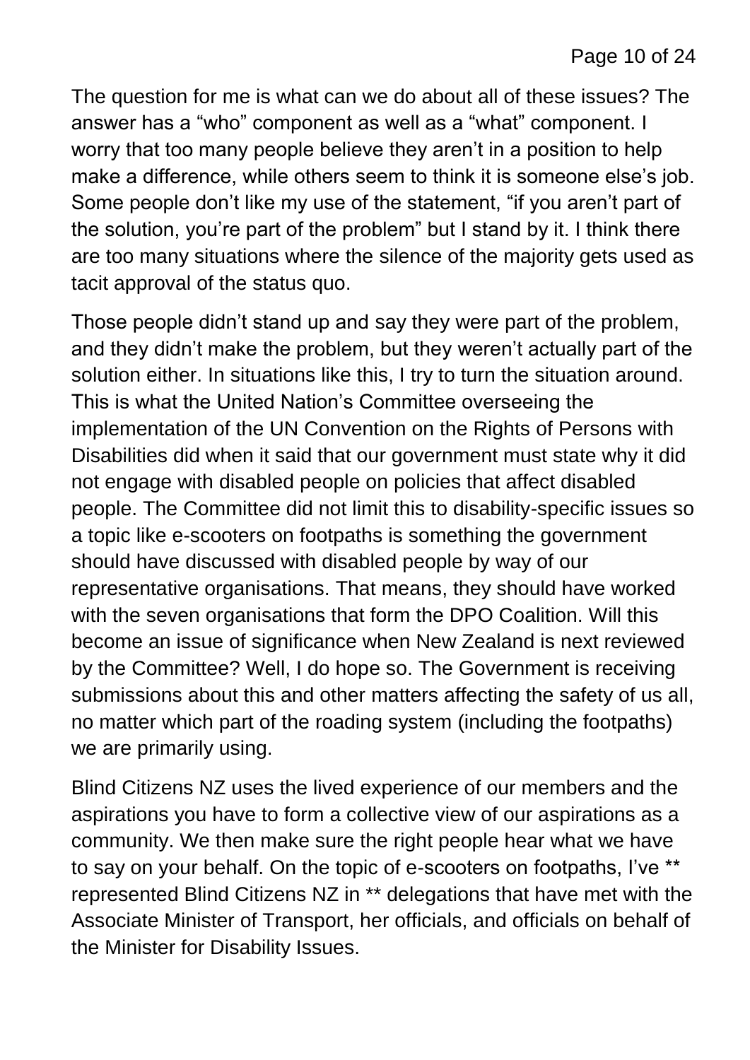The question for me is what can we do about all of these issues? The answer has a "who" component as well as a "what" component. I worry that too many people believe they aren't in a position to help make a difference, while others seem to think it is someone else's job. Some people don't like my use of the statement, "if you aren't part of the solution, you're part of the problem" but I stand by it. I think there are too many situations where the silence of the majority gets used as tacit approval of the status quo.

Those people didn't stand up and say they were part of the problem, and they didn't make the problem, but they weren't actually part of the solution either. In situations like this, I try to turn the situation around. This is what the United Nation's Committee overseeing the implementation of the UN Convention on the Rights of Persons with Disabilities did when it said that our government must state why it did not engage with disabled people on policies that affect disabled people. The Committee did not limit this to disability-specific issues so a topic like e-scooters on footpaths is something the government should have discussed with disabled people by way of our representative organisations. That means, they should have worked with the seven organisations that form the DPO Coalition. Will this become an issue of significance when New Zealand is next reviewed by the Committee? Well, I do hope so. The Government is receiving submissions about this and other matters affecting the safety of us all, no matter which part of the roading system (including the footpaths) we are primarily using.

Blind Citizens NZ uses the lived experience of our members and the aspirations you have to form a collective view of our aspirations as a community. We then make sure the right people hear what we have to say on your behalf. On the topic of e-scooters on footpaths, I've ** represented Blind Citizens NZ in ** delegations that have met with the Associate Minister of Transport, her officials, and officials on behalf of the Minister for Disability Issues.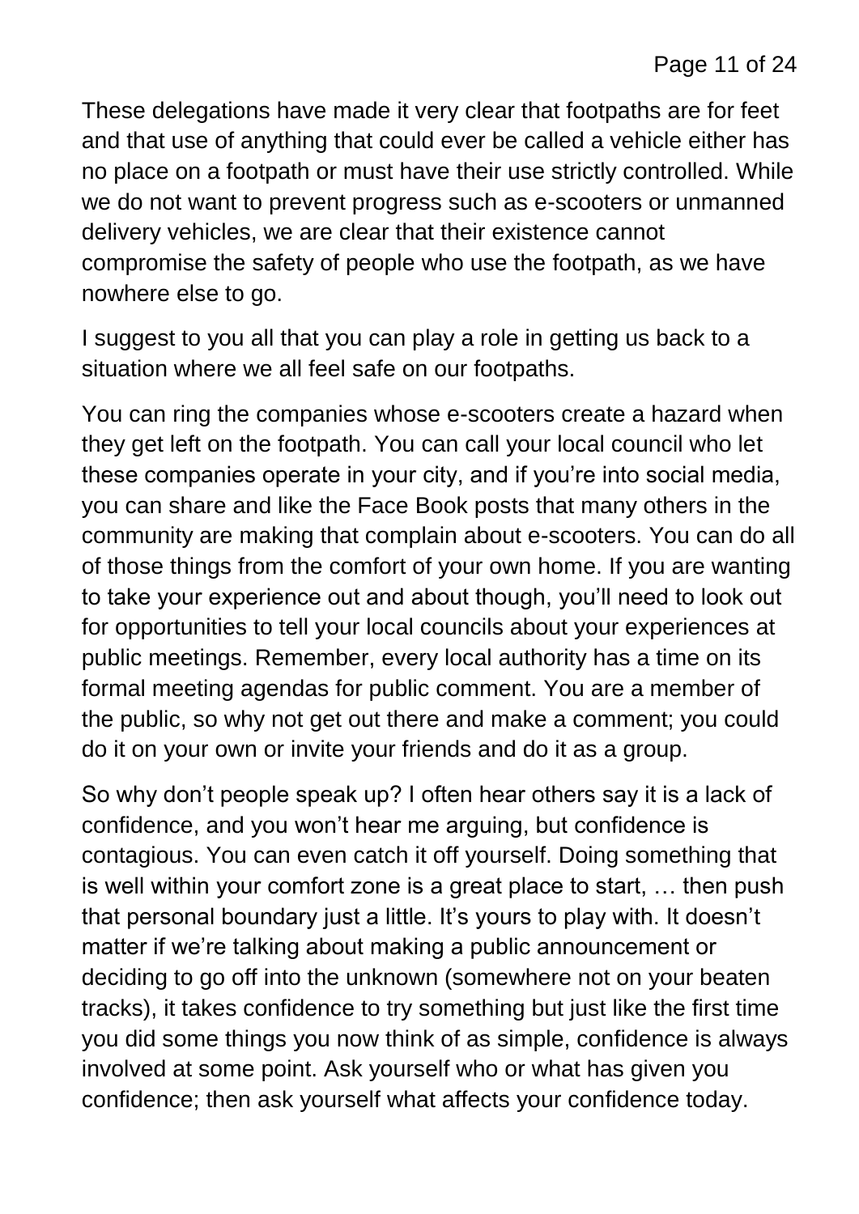These delegations have made it very clear that footpaths are for feet and that use of anything that could ever be called a vehicle either has no place on a footpath or must have their use strictly controlled. While we do not want to prevent progress such as e-scooters or unmanned delivery vehicles, we are clear that their existence cannot compromise the safety of people who use the footpath, as we have nowhere else to go.

I suggest to you all that you can play a role in getting us back to a situation where we all feel safe on our footpaths.

You can ring the companies whose e-scooters create a hazard when they get left on the footpath. You can call your local council who let these companies operate in your city, and if you're into social media, you can share and like the Face Book posts that many others in the community are making that complain about e-scooters. You can do all of those things from the comfort of your own home. If you are wanting to take your experience out and about though, you'll need to look out for opportunities to tell your local councils about your experiences at public meetings. Remember, every local authority has a time on its formal meeting agendas for public comment. You are a member of the public, so why not get out there and make a comment; you could do it on your own or invite your friends and do it as a group.

So why don't people speak up? I often hear others say it is a lack of confidence, and you won't hear me arguing, but confidence is contagious. You can even catch it off yourself. Doing something that is well within your comfort zone is a great place to start, … then push that personal boundary just a little. It's yours to play with. It doesn't matter if we're talking about making a public announcement or deciding to go off into the unknown (somewhere not on your beaten tracks), it takes confidence to try something but just like the first time you did some things you now think of as simple, confidence is always involved at some point. Ask yourself who or what has given you confidence; then ask yourself what affects your confidence today.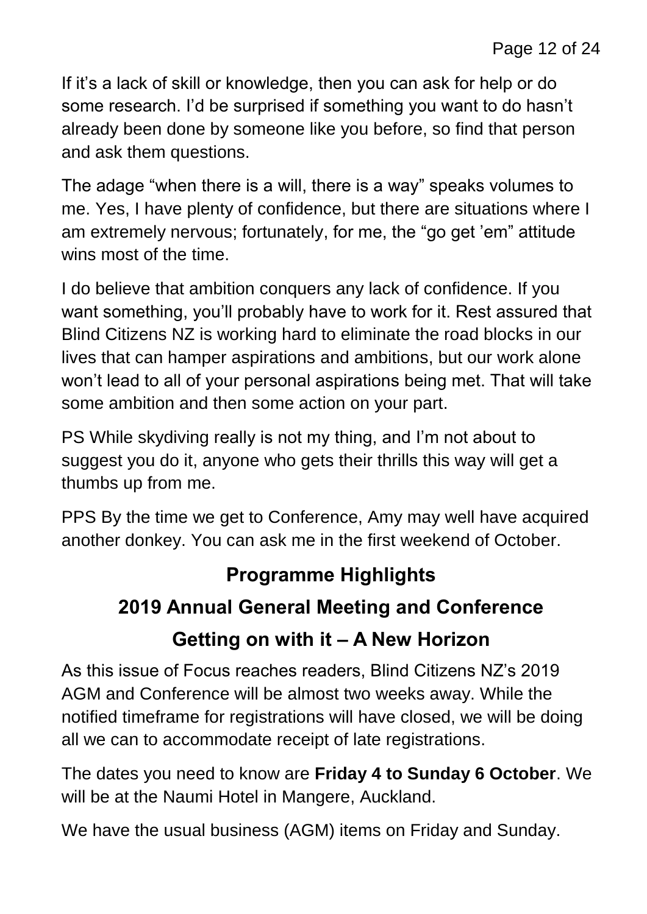If it's a lack of skill or knowledge, then you can ask for help or do some research. I'd be surprised if something you want to do hasn't already been done by someone like you before, so find that person and ask them questions.

The adage "when there is a will, there is a way" speaks volumes to me. Yes, I have plenty of confidence, but there are situations where I am extremely nervous; fortunately, for me, the "go get 'em" attitude wins most of the time.

I do believe that ambition conquers any lack of confidence. If you want something, you'll probably have to work for it. Rest assured that Blind Citizens NZ is working hard to eliminate the road blocks in our lives that can hamper aspirations and ambitions, but our work alone won't lead to all of your personal aspirations being met. That will take some ambition and then some action on your part.

PS While skydiving really is not my thing, and I'm not about to suggest you do it, anyone who gets their thrills this way will get a thumbs up from me.

PPS By the time we get to Conference, Amy may well have acquired another donkey. You can ask me in the first weekend of October.

## Programme Highlights

## 2019 Annual General Meeting and Conference

## Getting on with it – A New Horizon

As this issue of Focus reaches readers, Blind Citizens NZ's 2019 AGM and Conference will be almost two weeks away. While the notified timeframe for registrations will have closed, we will be doing all we can to accommodate receipt of late registrations.

The dates you need to know are **Friday 4 to Sunday 6 October**. We will be at the Naumi Hotel in Mangere, Auckland.

We have the usual business (AGM) items on Friday and Sunday.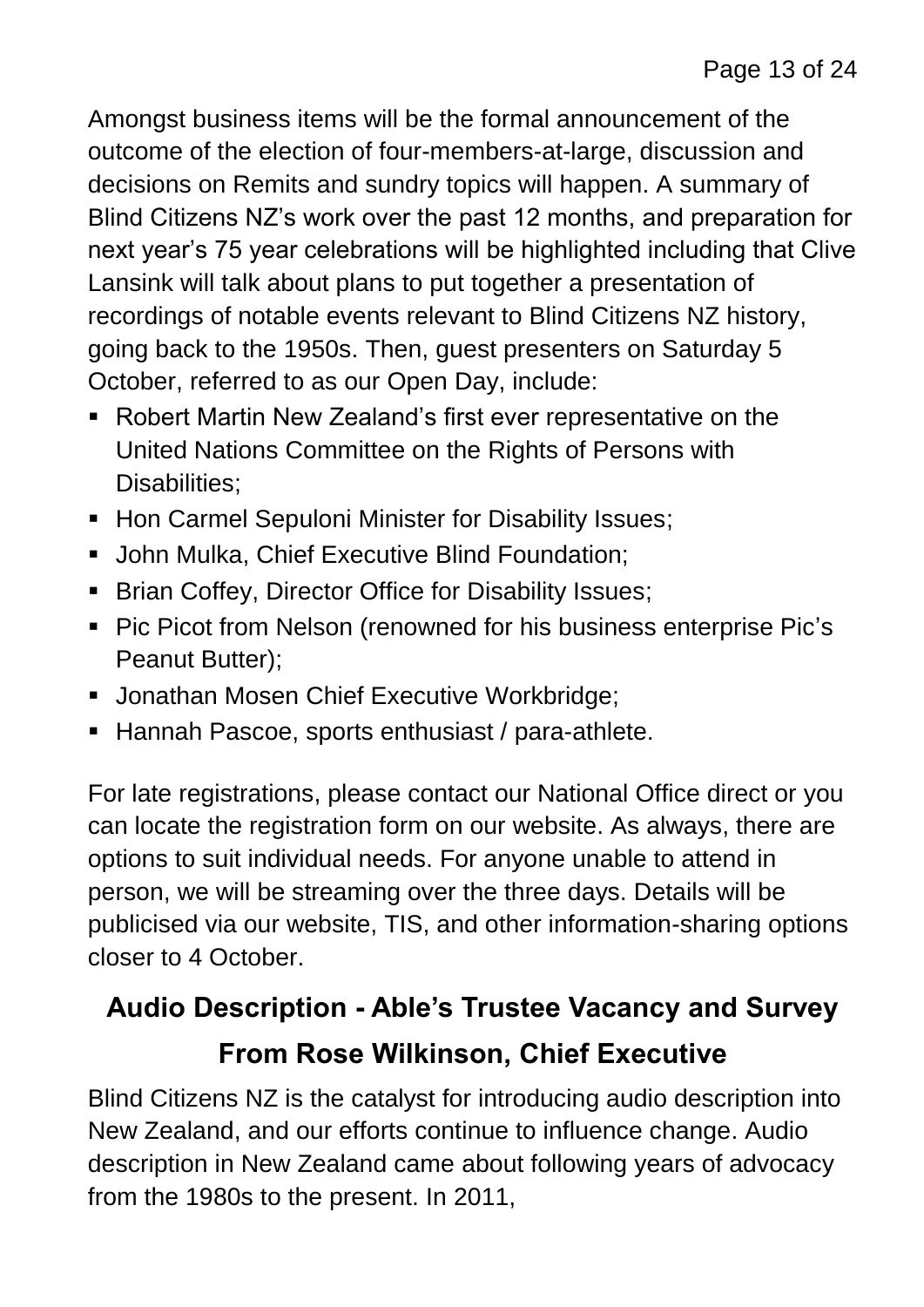Amongst business items will be the formal announcement of the outcome of the election of four-members-at-large, discussion and decisions on Remits and sundry topics will happen. A summary of Blind Citizens NZ's work over the past 12 months, and preparation for next year's 75 year celebrations will be highlighted including that Clive Lansink will talk about plans to put together a presentation of recordings of notable events relevant to Blind Citizens NZ history, going back to the 1950s. Then, guest presenters on Saturday 5 October, referred to as our Open Day, include:

- Robert Martin New Zealand's first ever representative on the United Nations Committee on the Rights of Persons with Disabilities;
- Hon Carmel Sepuloni Minister for Disability Issues;
- John Mulka, Chief Executive Blind Foundation;
- Brian Coffey, Director Office for Disability Issues;
- Pic Picot from Nelson (renowned for his business enterprise Pic's Peanut Butter);
- Jonathan Mosen Chief Executive Workbridge;
- Hannah Pascoe, sports enthusiast / para-athlete.

For late registrations, please contact our National Office direct or you can locate the registration form on our website. As always, there are options to suit individual needs. For anyone unable to attend in person, we will be streaming over the three days. Details will be publicised via our website, TIS, and other information-sharing options closer to 4 October.

## Audio Description - Able's Trustee Vacancy and Survey

### From Rose Wilkinson, Chief Executive

Blind Citizens NZ is the catalyst for introducing audio description into New Zealand, and our efforts continue to influence change. Audio description in New Zealand came about following years of advocacy from the 1980s to the present. In 2011,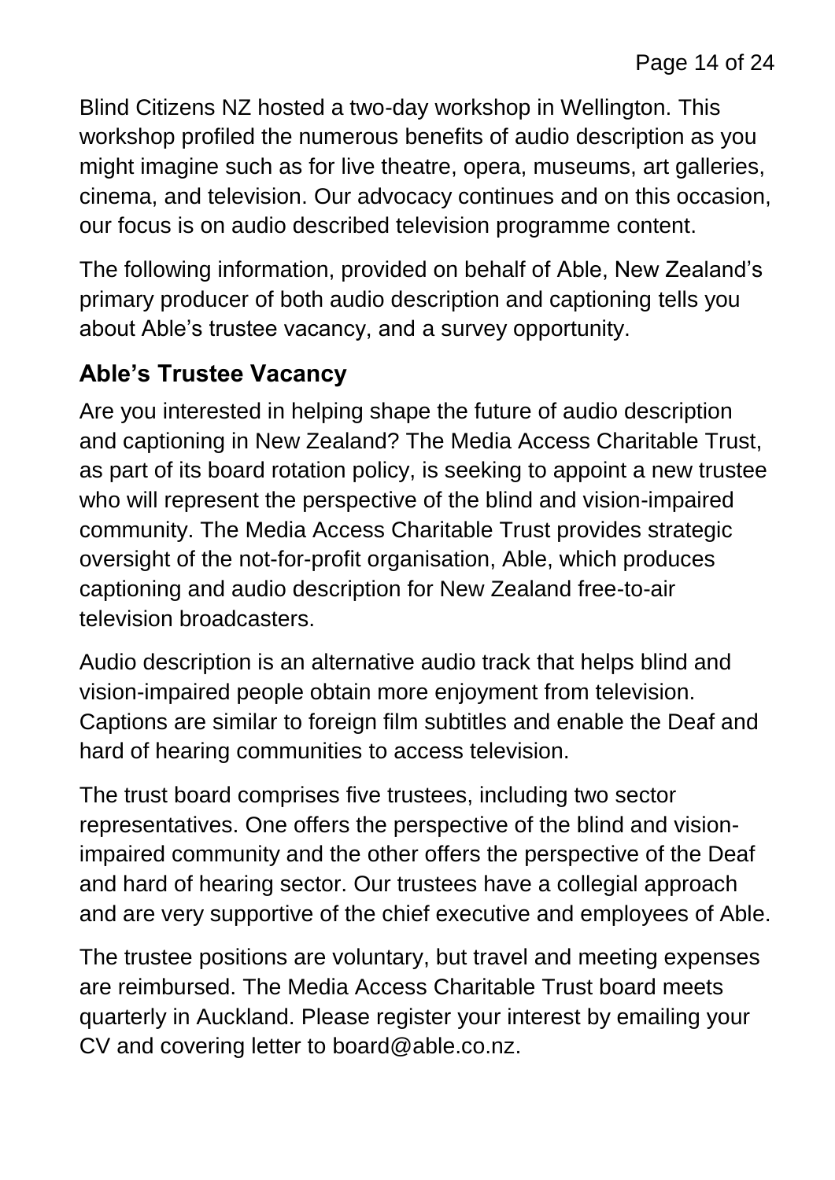Blind Citizens NZ hosted a two-day workshop in Wellington. This workshop profiled the numerous benefits of audio description as you might imagine such as for live theatre, opera, museums, art galleries, cinema, and television. Our advocacy continues and on this occasion, our focus is on audio described television programme content.

The following information, provided on behalf of Able, New Zealand's primary producer of both audio description and captioning tells you about Able's trustee vacancy, and a survey opportunity.

## Able's Trustee Vacancy

Are you interested in helping shape the future of audio description and captioning in New Zealand? The Media Access Charitable Trust, as part of its board rotation policy, is seeking to appoint a new trustee who will represent the perspective of the blind and vision-impaired community. The Media Access Charitable Trust provides strategic oversight of the not-for-profit organisation, Able, which produces captioning and audio description for New Zealand free-to-air television broadcasters.

Audio description is an alternative audio track that helps blind and vision-impaired people obtain more enjoyment from television. Captions are similar to foreign film subtitles and enable the Deaf and hard of hearing communities to access television.

The trust board comprises five trustees, including two sector representatives. One offers the perspective of the blind and vision-impaired community and the other offers the perspective of the Deaf and hard of hearing sector. Our trustees have a collegial approach and are very supportive of the chief executive and employees of Able.

The trustee positions are voluntary, but travel and meeting expenses are reimbursed. The Media Access Charitable Trust board meets quarterly in Auckland. Please register your interest by emailing your CV and covering letter to board@able.co.nz.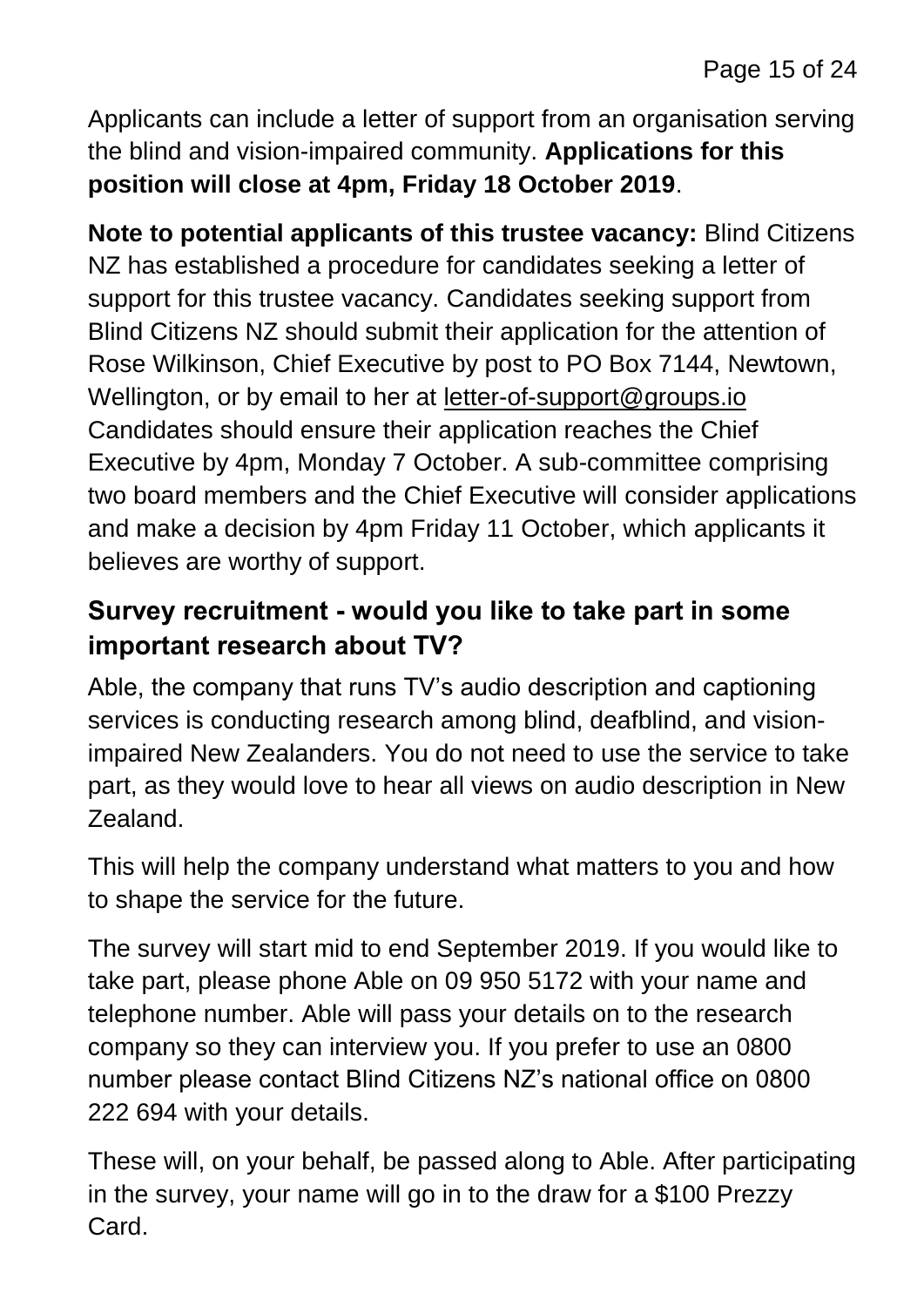Applicants can include a letter of support from an organisation serving the blind and vision-impaired community. **Applications for this position will close at 4pm, Friday 18 October 2019**.

**Note to potential applicants of this trustee vacancy:** Blind Citizens NZ has established a procedure for candidates seeking a letter of support for this trustee vacancy. Candidates seeking support from Blind Citizens NZ should submit their application for the attention of Rose Wilkinson, Chief Executive by post to PO Box 7144, Newtown, Wellington, or by email to her at letter-of-support@groups.io Candidates should ensure their application reaches the Chief Executive by 4pm, Monday 7 October. A sub-committee comprising two board members and the Chief Executive will consider applications and make a decision by 4pm Friday 11 October, which applicants it believes are worthy of support.

## Survey recruitment - would you like to take part in some important research about TV?

Able, the company that runs TV's audio description and captioning services is conducting research among blind, deafblind, and vision-impaired New Zealanders. You do not need to use the service to take part, as they would love to hear all views on audio description in New Zealand.

This will help the company understand what matters to you and how to shape the service for the future.

The survey will start mid to end September 2019. If you would like to take part, please phone Able on 09 950 5172 with your name and telephone number. Able will pass your details on to the research company so they can interview you. If you prefer to use an 0800 number please contact Blind Citizens NZ's national office on 0800 222 694 with your details.

These will, on your behalf, be passed along to Able. After participating in the survey, your name will go in to the draw for a $100 Prezzy Card.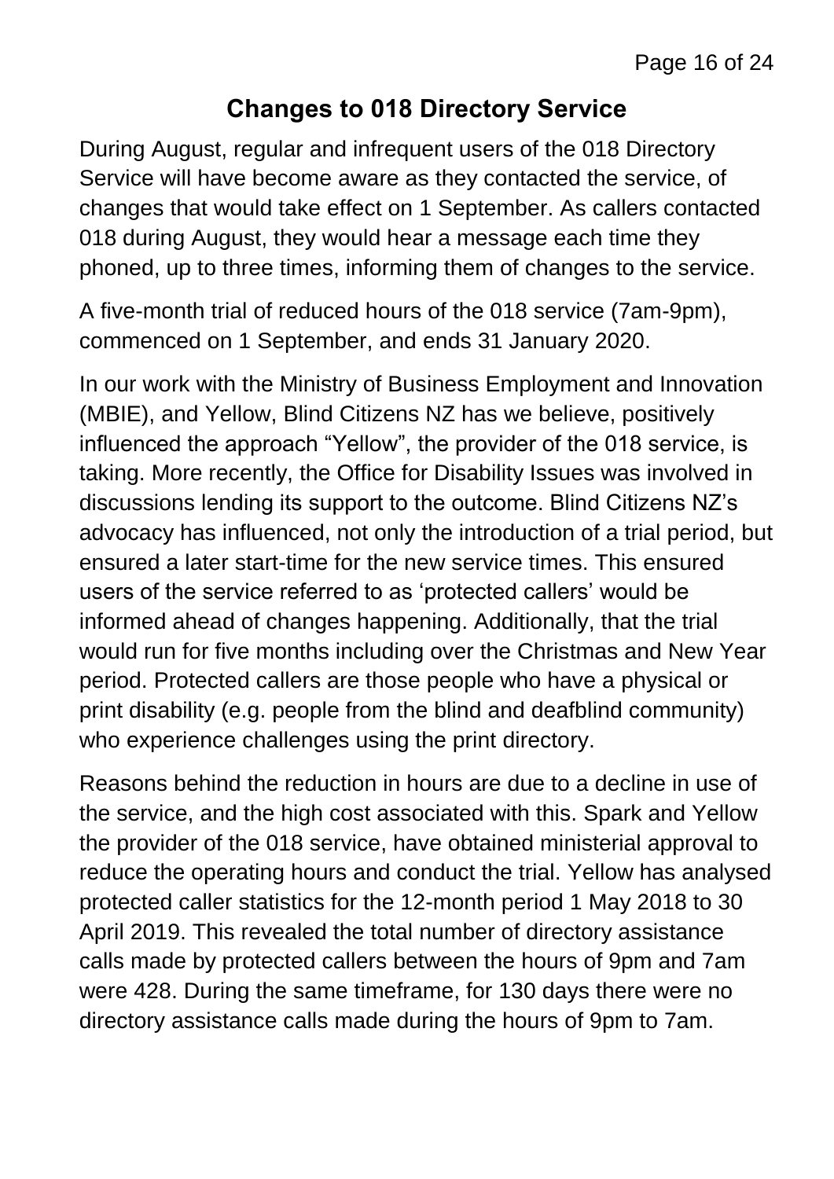## Changes to 018 Directory Service

During August, regular and infrequent users of the 018 Directory Service will have become aware as they contacted the service, of changes that would take effect on 1 September. As callers contacted 018 during August, they would hear a message each time they phoned, up to three times, informing them of changes to the service.

A five-month trial of reduced hours of the 018 service (7am-9pm), commenced on 1 September, and ends 31 January 2020.

In our work with the Ministry of Business Employment and Innovation (MBIE), and Yellow, Blind Citizens NZ has we believe, positively influenced the approach "Yellow", the provider of the 018 service, is taking. More recently, the Office for Disability Issues was involved in discussions lending its support to the outcome. Blind Citizens NZ's advocacy has influenced, not only the introduction of a trial period, but ensured a later start-time for the new service times. This ensured users of the service referred to as 'protected callers' would be informed ahead of changes happening. Additionally, that the trial would run for five months including over the Christmas and New Year period. Protected callers are those people who have a physical or print disability (e.g. people from the blind and deafblind community) who experience challenges using the print directory.

Reasons behind the reduction in hours are due to a decline in use of the service, and the high cost associated with this. Spark and Yellow the provider of the 018 service, have obtained ministerial approval to reduce the operating hours and conduct the trial. Yellow has analysed protected caller statistics for the 12-month period 1 May 2018 to 30 April 2019. This revealed the total number of directory assistance calls made by protected callers between the hours of 9pm and 7am were 428. During the same timeframe, for 130 days there were no directory assistance calls made during the hours of 9pm to 7am.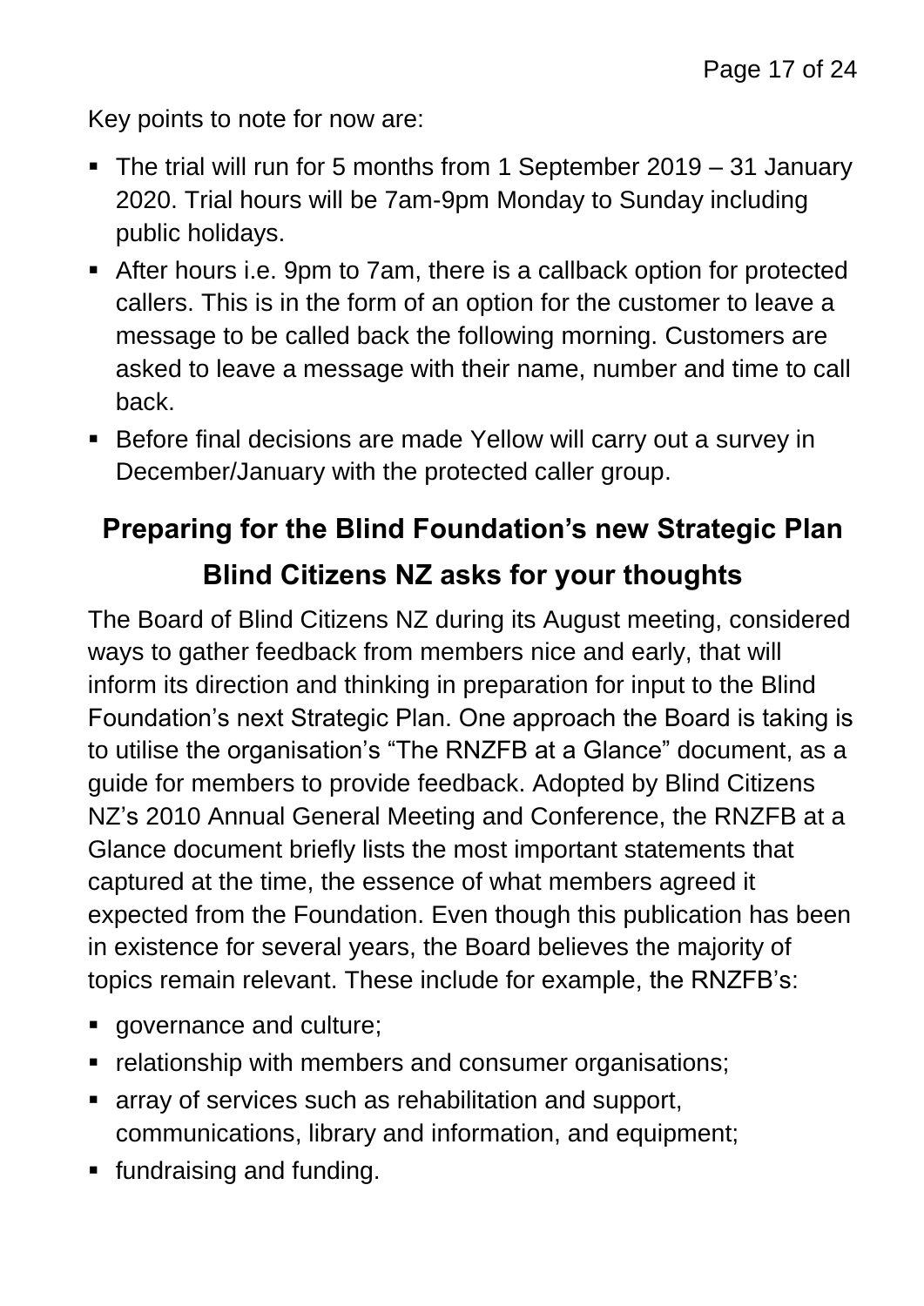Key points to note for now are:

- The trial will run for 5 months from 1 September 2019 – 31 January 2020. Trial hours will be 7am-9pm Monday to Sunday including public holidays.
- After hours i.e. 9pm to 7am, there is a callback option for protected callers. This is in the form of an option for the customer to leave a message to be called back the following morning. Customers are asked to leave a message with their name, number and time to call back.
- Before final decisions are made Yellow will carry out a survey in December/January with the protected caller group.

## Preparing for the Blind Foundation's new Strategic Plan Blind Citizens NZ asks for your thoughts

The Board of Blind Citizens NZ during its August meeting, considered ways to gather feedback from members nice and early, that will inform its direction and thinking in preparation for input to the Blind Foundation's next Strategic Plan. One approach the Board is taking is to utilise the organisation's "The RNZFB at a Glance" document, as a guide for members to provide feedback. Adopted by Blind Citizens NZ's 2010 Annual General Meeting and Conference, the RNZFB at a Glance document briefly lists the most important statements that captured at the time, the essence of what members agreed it expected from the Foundation. Even though this publication has been in existence for several years, the Board believes the majority of topics remain relevant. These include for example, the RNZFB's:

- governance and culture;
- relationship with members and consumer organisations;
- array of services such as rehabilitation and support, communications, library and information, and equipment;
- fundraising and funding.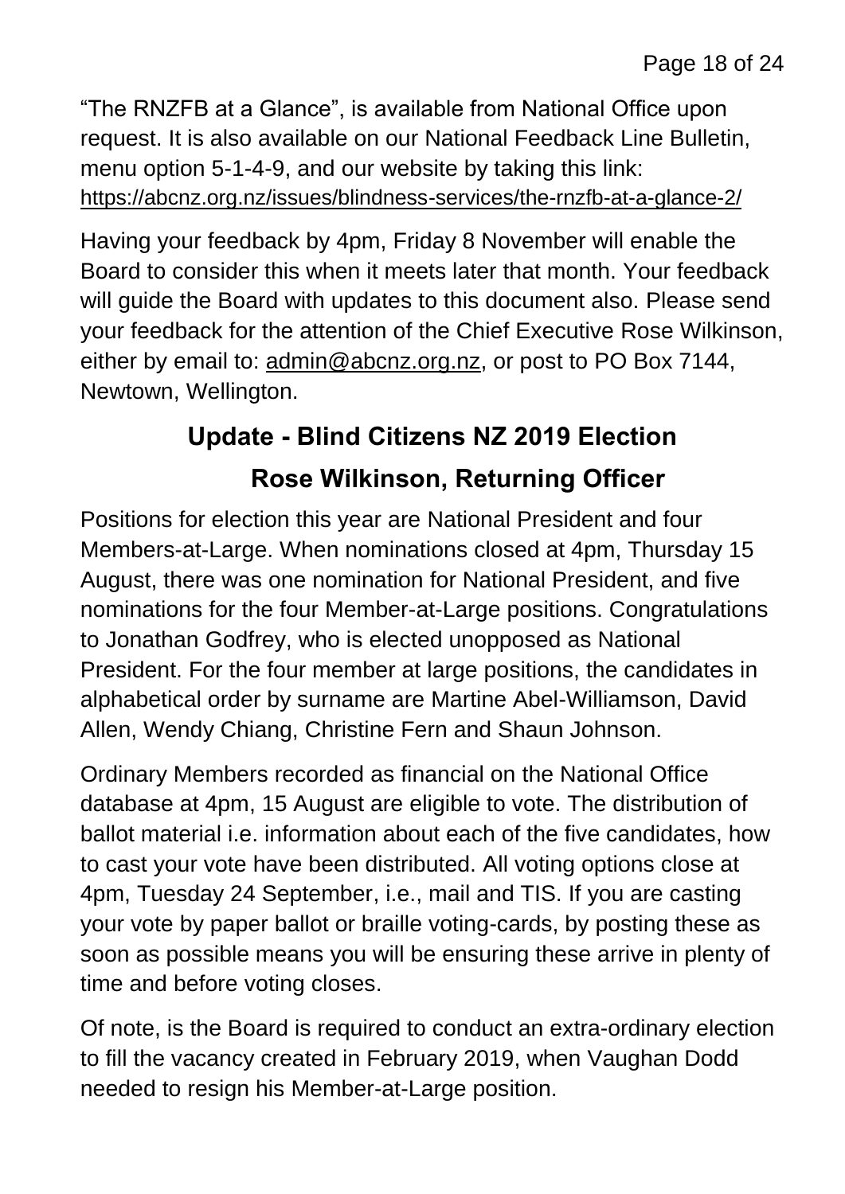"The RNZFB at a Glance", is available from National Office upon request. It is also available on our National Feedback Line Bulletin, menu option 5-1-4-9, and our website by taking this link: https://abcnz.org.nz/issues/blindness-services/the-rnzfb-at-a-glance-2/

Having your feedback by 4pm, Friday 8 November will enable the Board to consider this when it meets later that month. Your feedback will guide the Board with updates to this document also. Please send your feedback for the attention of the Chief Executive Rose Wilkinson, either by email to: admin@abcnz.org.nz, or post to PO Box 7144, Newtown, Wellington.

## Update - Blind Citizens NZ 2019 Election

### Rose Wilkinson, Returning Officer

Positions for election this year are National President and four Members-at-Large. When nominations closed at 4pm, Thursday 15 August, there was one nomination for National President, and five nominations for the four Member-at-Large positions. Congratulations to Jonathan Godfrey, who is elected unopposed as National President. For the four member at large positions, the candidates in alphabetical order by surname are Martine Abel-Williamson, David Allen, Wendy Chiang, Christine Fern and Shaun Johnson.

Ordinary Members recorded as financial on the National Office database at 4pm, 15 August are eligible to vote. The distribution of ballot material i.e. information about each of the five candidates, how to cast your vote have been distributed. All voting options close at 4pm, Tuesday 24 September, i.e., mail and TIS. If you are casting your vote by paper ballot or braille voting-cards, by posting these as soon as possible means you will be ensuring these arrive in plenty of time and before voting closes.

Of note, is the Board is required to conduct an extra-ordinary election to fill the vacancy created in February 2019, when Vaughan Dodd needed to resign his Member-at-Large position.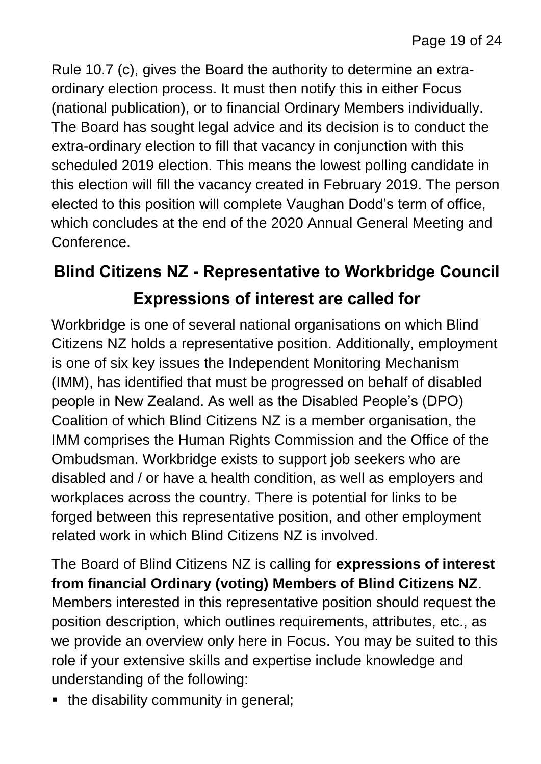Rule 10.7 (c), gives the Board the authority to determine an extra-ordinary election process. It must then notify this in either Focus (national publication), or to financial Ordinary Members individually. The Board has sought legal advice and its decision is to conduct the extra-ordinary election to fill that vacancy in conjunction with this scheduled 2019 election. This means the lowest polling candidate in this election will fill the vacancy created in February 2019. The person elected to this position will complete Vaughan Dodd's term of office, which concludes at the end of the 2020 Annual General Meeting and Conference.

## Blind Citizens NZ - Representative to Workbridge Council

### Expressions of interest are called for

Workbridge is one of several national organisations on which Blind Citizens NZ holds a representative position. Additionally, employment is one of six key issues the Independent Monitoring Mechanism (IMM), has identified that must be progressed on behalf of disabled people in New Zealand. As well as the Disabled People's (DPO) Coalition of which Blind Citizens NZ is a member organisation, the IMM comprises the Human Rights Commission and the Office of the Ombudsman. Workbridge exists to support job seekers who are disabled and / or have a health condition, as well as employers and workplaces across the country. There is potential for links to be forged between this representative position, and other employment related work in which Blind Citizens NZ is involved.

The Board of Blind Citizens NZ is calling for **expressions of interest from financial Ordinary (voting) Members of Blind Citizens NZ**. Members interested in this representative position should request the position description, which outlines requirements, attributes, etc., as we provide an overview only here in Focus. You may be suited to this role if your extensive skills and expertise include knowledge and understanding of the following:

- the disability community in general;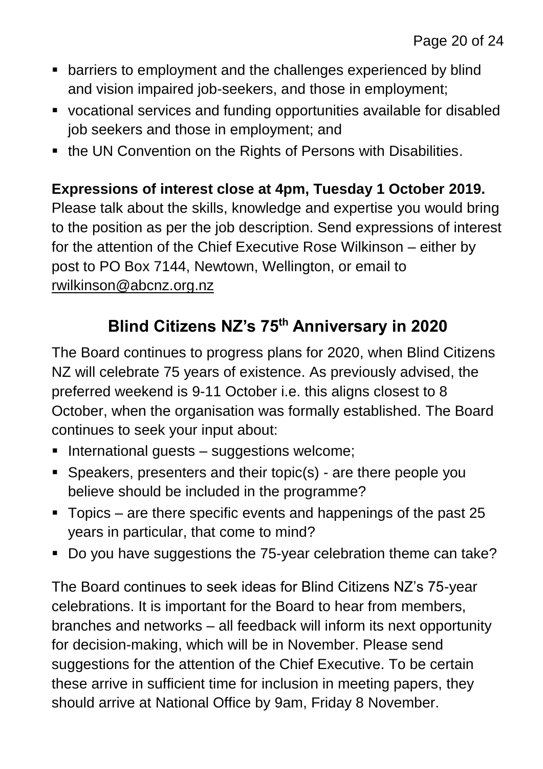- barriers to employment and the challenges experienced by blind and vision impaired job-seekers, and those in employment;
- vocational services and funding opportunities available for disabled job seekers and those in employment; and
- the UN Convention on the Rights of Persons with Disabilities.

**Expressions of interest close at 4pm, Tuesday 1 October 2019.** Please talk about the skills, knowledge and expertise you would bring to the position as per the job description. Send expressions of interest for the attention of the Chief Executive Rose Wilkinson – either by post to PO Box 7144, Newtown, Wellington, or email to rwilkinson@abcnz.org.nz

## Blind Citizens NZ's 75th Anniversary in 2020

The Board continues to progress plans for 2020, when Blind Citizens NZ will celebrate 75 years of existence. As previously advised, the preferred weekend is 9-11 October i.e. this aligns closest to 8 October, when the organisation was formally established. The Board continues to seek your input about:

- International guests – suggestions welcome;
- Speakers, presenters and their topic(s) - are there people you believe should be included in the programme?
- Topics – are there specific events and happenings of the past 25 years in particular, that come to mind?
- Do you have suggestions the 75-year celebration theme can take?

The Board continues to seek ideas for Blind Citizens NZ's 75-year celebrations. It is important for the Board to hear from members, branches and networks – all feedback will inform its next opportunity for decision-making, which will be in November. Please send suggestions for the attention of the Chief Executive. To be certain these arrive in sufficient time for inclusion in meeting papers, they should arrive at National Office by 9am, Friday 8 November.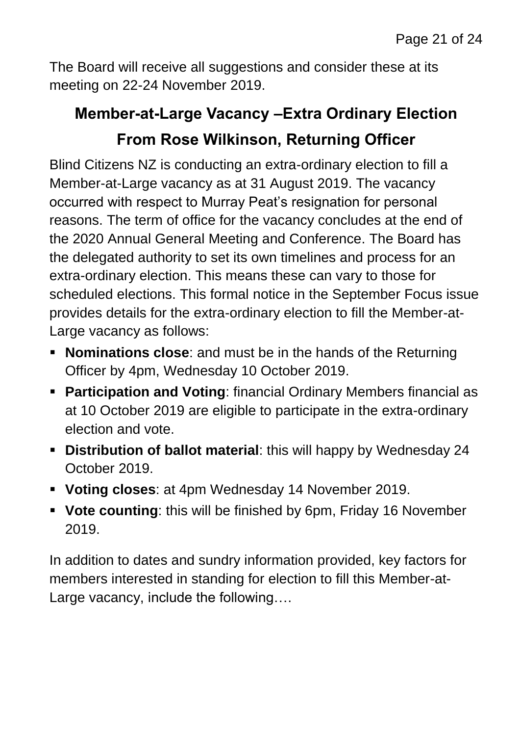The Board will receive all suggestions and consider these at its meeting on 22-24 November 2019.

## Member-at-Large Vacancy –Extra Ordinary Election

## From Rose Wilkinson, Returning Officer

Blind Citizens NZ is conducting an extra-ordinary election to fill a Member-at-Large vacancy as at 31 August 2019. The vacancy occurred with respect to Murray Peat's resignation for personal reasons. The term of office for the vacancy concludes at the end of the 2020 Annual General Meeting and Conference. The Board has the delegated authority to set its own timelines and process for an extra-ordinary election. This means these can vary to those for scheduled elections. This formal notice in the September Focus issue provides details for the extra-ordinary election to fill the Member-at-Large vacancy as follows:

- **Nominations close**: and must be in the hands of the Returning Officer by 4pm, Wednesday 10 October 2019.
- **Participation and Voting**: financial Ordinary Members financial as at 10 October 2019 are eligible to participate in the extra-ordinary election and vote.
- **Distribution of ballot material**: this will happy by Wednesday 24 October 2019.
- **Voting closes**: at 4pm Wednesday 14 November 2019.
- **Vote counting**: this will be finished by 6pm, Friday 16 November 2019.

In addition to dates and sundry information provided, key factors for members interested in standing for election to fill this Member-at-Large vacancy, include the following….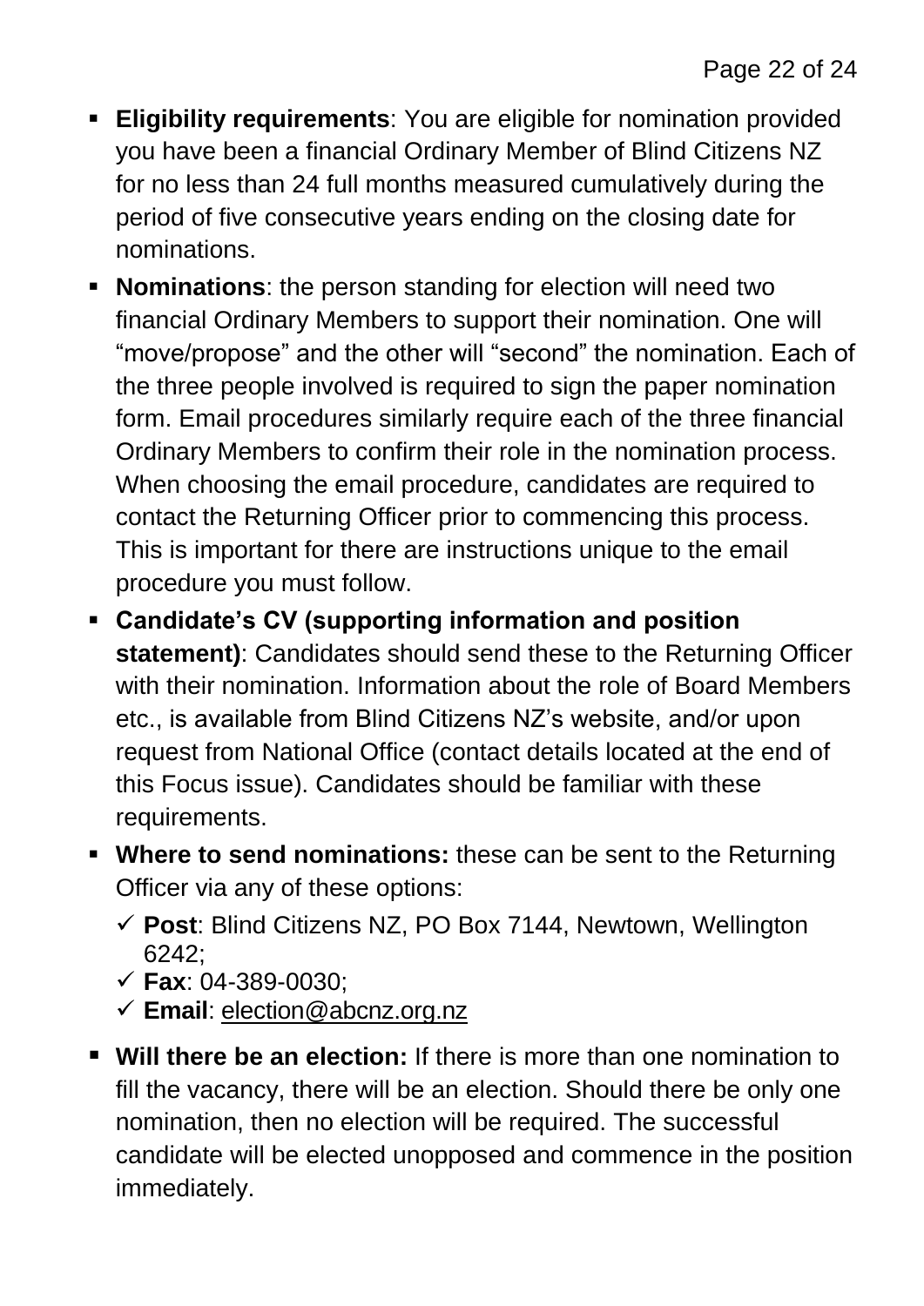- **Eligibility requirements**: You are eligible for nomination provided you have been a financial Ordinary Member of Blind Citizens NZ for no less than 24 full months measured cumulatively during the period of five consecutive years ending on the closing date for nominations.
- **Nominations**: the person standing for election will need two financial Ordinary Members to support their nomination. One will "move/propose" and the other will "second" the nomination. Each of the three people involved is required to sign the paper nomination form. Email procedures similarly require each of the three financial Ordinary Members to confirm their role in the nomination process. When choosing the email procedure, candidates are required to contact the Returning Officer prior to commencing this process. This is important for there are instructions unique to the email procedure you must follow.
- **Candidate's CV (supporting information and position statement)**: Candidates should send these to the Returning Officer with their nomination. Information about the role of Board Members etc., is available from Blind Citizens NZ's website, and/or upon request from National Office (contact details located at the end of this Focus issue). Candidates should be familiar with these requirements.
- **Where to send nominations:** these can be sent to the Returning Officer via any of these options:
  - ✓ **Post**: Blind Citizens NZ, PO Box 7144, Newtown, Wellington 6242;
  - ✓ **Fax**: 04-389-0030;
  - ✓ **Email**: election@abcnz.org.nz
- **Will there be an election:** If there is more than one nomination to fill the vacancy, there will be an election. Should there be only one nomination, then no election will be required. The successful candidate will be elected unopposed and commence in the position immediately.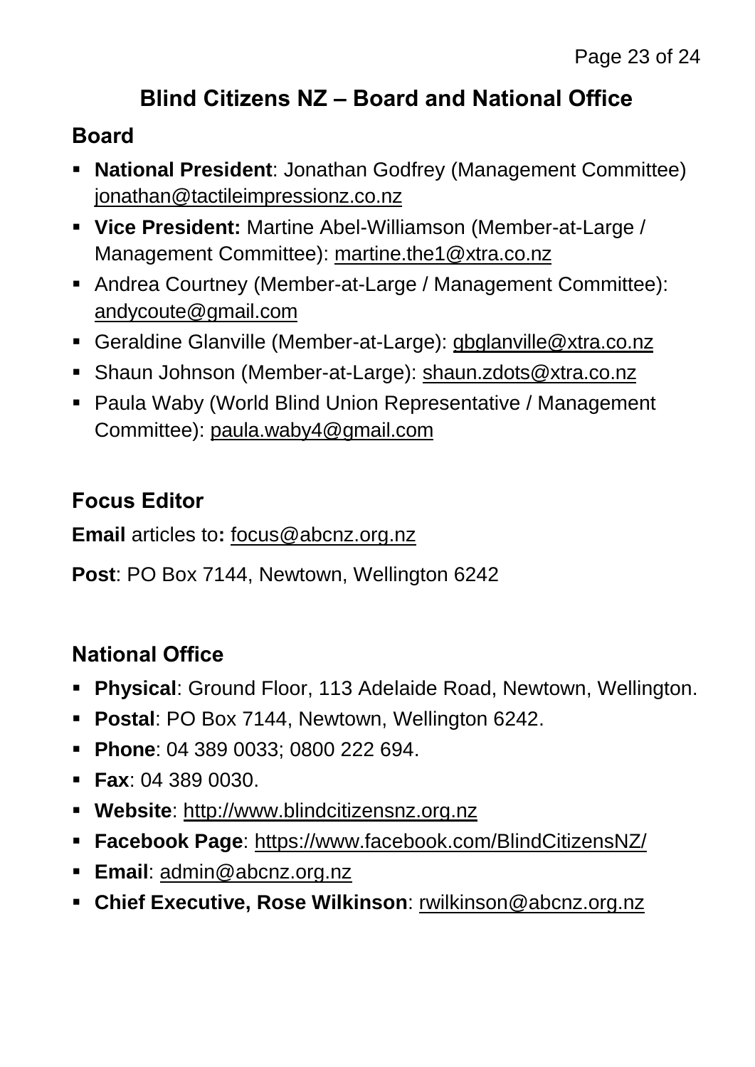# Blind Citizens NZ – Board and National Office

## Board

- **National President**: Jonathan Godfrey (Management Committee) jonathan@tactileimpressionz.co.nz
- **Vice President:** Martine Abel-Williamson (Member-at-Large / Management Committee): martine.the1@xtra.co.nz
- Andrea Courtney (Member-at-Large / Management Committee): andycoute@gmail.com
- Geraldine Glanville (Member-at-Large): gbglanville@xtra.co.nz
- Shaun Johnson (Member-at-Large): shaun.zdots@xtra.co.nz
- Paula Waby (World Blind Union Representative / Management Committee): paula.waby4@gmail.com

## Focus Editor

**Email** articles to**:** focus@abcnz.org.nz

**Post**: PO Box 7144, Newtown, Wellington 6242

## National Office

- **Physical**: Ground Floor, 113 Adelaide Road, Newtown, Wellington.
- **Postal**: PO Box 7144, Newtown, Wellington 6242.
- **Phone**: 04 389 0033; 0800 222 694.
- **Fax**: 04 389 0030.
- **Website**: http://www.blindcitizensnz.org.nz
- **Facebook Page**: https://www.facebook.com/BlindCitizensNZ/
- **Email**: admin@abcnz.org.nz
- **Chief Executive, Rose Wilkinson**: rwilkinson@abcnz.org.nz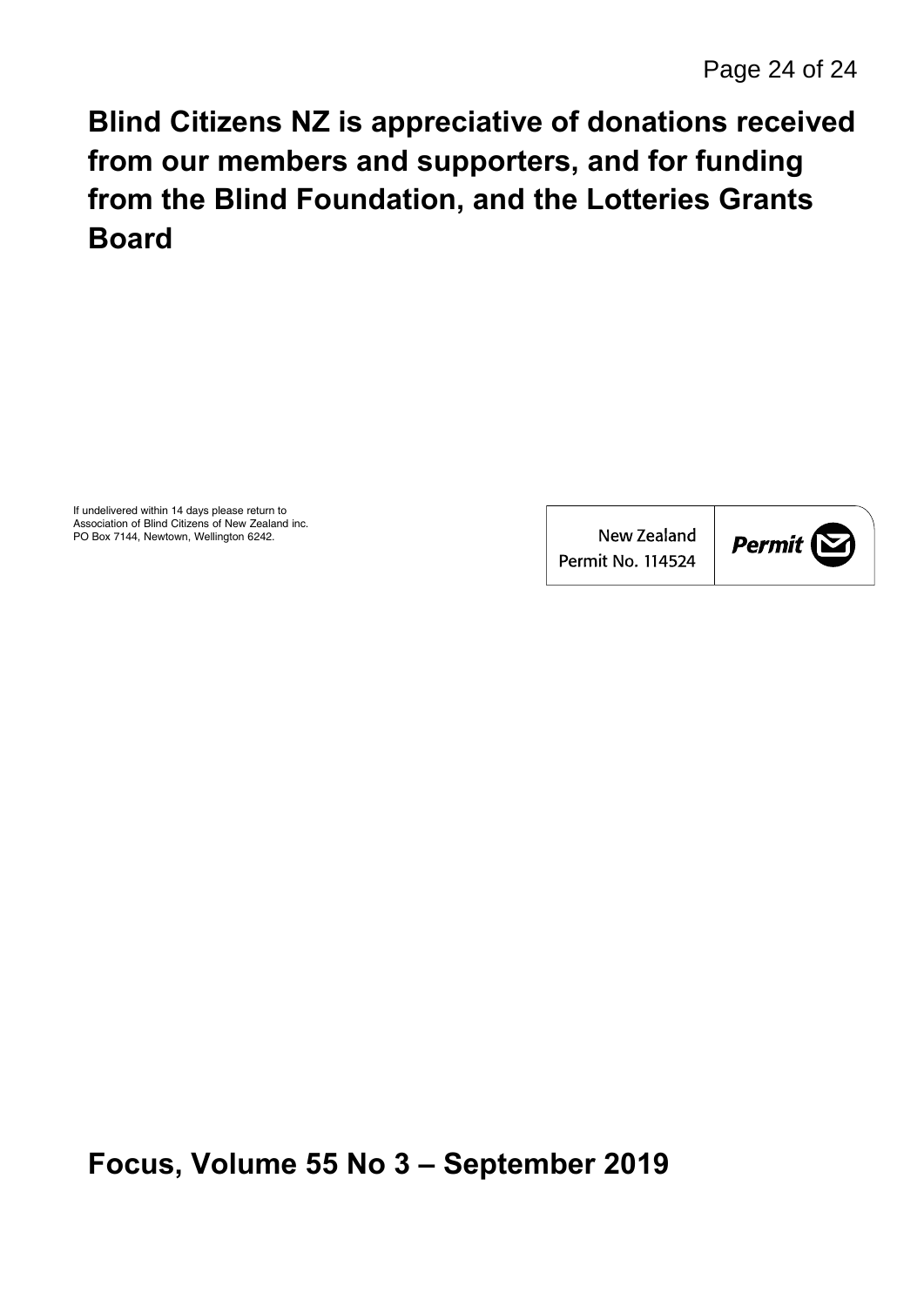**Blind Citizens NZ is appreciative of donations received from our members and supporters, and for funding from the Blind Foundation, and the Lotteries Grants Board**

If undelivered within 14 days please return to
Association of Blind Citizens of New Zealand inc.
PO Box 7144, Newtown, Wellington 6242.

New Zealand
Permit No. 114524

Permit